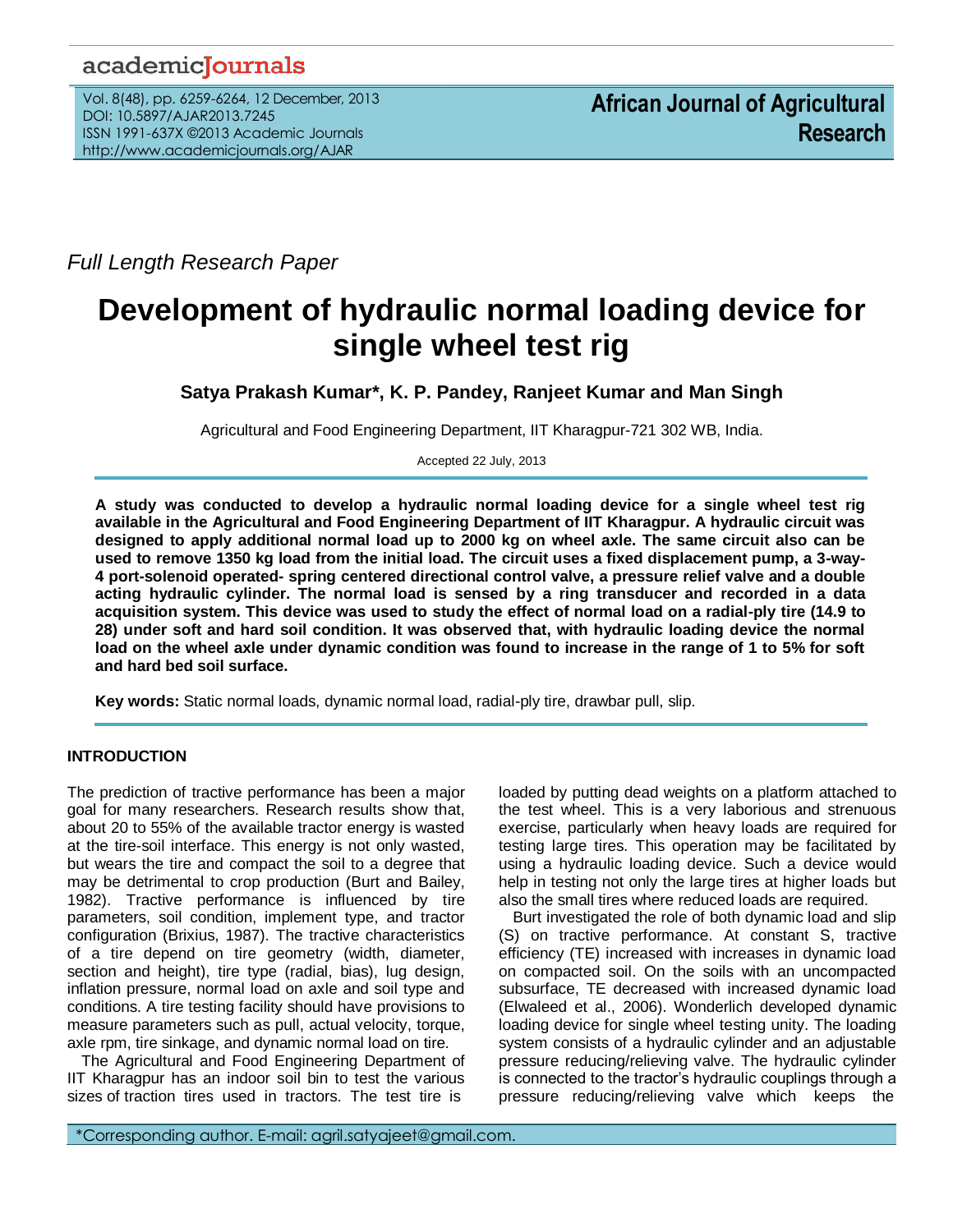*Full Length Research Paper*

# Development of hydraulic normal loading device for single wheel test rig

**Satya Prakash Kumar*, K. P. Pandey, Ranjeet Kumar and Man Singh**

Agricultural and Food Engineering Department, IIT Kharagpur-721 302 WB, India.

Accepted 22 July, 2013

**A study was conducted to develop a hydraulic normal loading device for a single wheel test rig available in the Agricultural and Food Engineering Department of IIT Kharagpur. A hydraulic circuit was designed to apply additional normal load up to 2000 kg on wheel axle. The same circuit also can be used to remove 1350 kg load from the initial load. The circuit uses a fixed displacement pump, a 3-way-4 port-solenoid operated- spring centered directional control valve, a pressure relief valve and a double acting hydraulic cylinder. The normal load is sensed by a ring transducer and recorded in a data acquisition system. This device was used to study the effect of normal load on a radial-ply tire (14.9 to 28) under soft and hard soil condition. It was observed that, with hydraulic loading device the normal load on the wheel axle under dynamic condition was found to increase in the range of 1 to 5% for soft and hard bed soil surface.**

**Key words:** Static normal loads, dynamic normal load, radial-ply tire, drawbar pull, slip.

## INTRODUCTION

The prediction of tractive performance has been a major goal for many researchers. Research results show that, about 20 to 55% of the available tractor energy is wasted at the tire-soil interface. This energy is not only wasted, but wears the tire and compact the soil to a degree that may be detrimental to crop production (Burt and Bailey, 1982). Tractive performance is influenced by tire parameters, soil condition, implement type, and tractor configuration (Brixius, 1987). The tractive characteristics of a tire depend on tire geometry (width, diameter, section and height), tire type (radial, bias), lug design, inflation pressure, normal load on axle and soil type and conditions. A tire testing facility should have provisions to measure parameters such as pull, actual velocity, torque, axle rpm, tire sinkage, and dynamic normal load on tire.

The Agricultural and Food Engineering Department of IIT Kharagpur has an indoor soil bin to test the various sizes of traction tires used in tractors. The test tire is loaded by putting dead weights on a platform attached to the test wheel. This is a very laborious and strenuous exercise, particularly when heavy loads are required for testing large tires. This operation may be facilitated by using a hydraulic loading device. Such a device would help in testing not only the large tires at higher loads but also the small tires where reduced loads are required.

Burt investigated the role of both dynamic load and slip (S) on tractive performance. At constant S, tractive efficiency (TE) increased with increases in dynamic load on compacted soil. On the soils with an uncompacted subsurface, TE decreased with increased dynamic load (Elwaleed et al., 2006). Wonderlich developed dynamic loading device for single wheel testing unity. The loading system consists of a hydraulic cylinder and an adjustable pressure reducing/relieving valve. The hydraulic cylinder is connected to the tractor's hydraulic couplings through a pressure reducing/relieving valve which keeps the

*Corresponding author. E-mail: agril.satyajeet@gmail.com.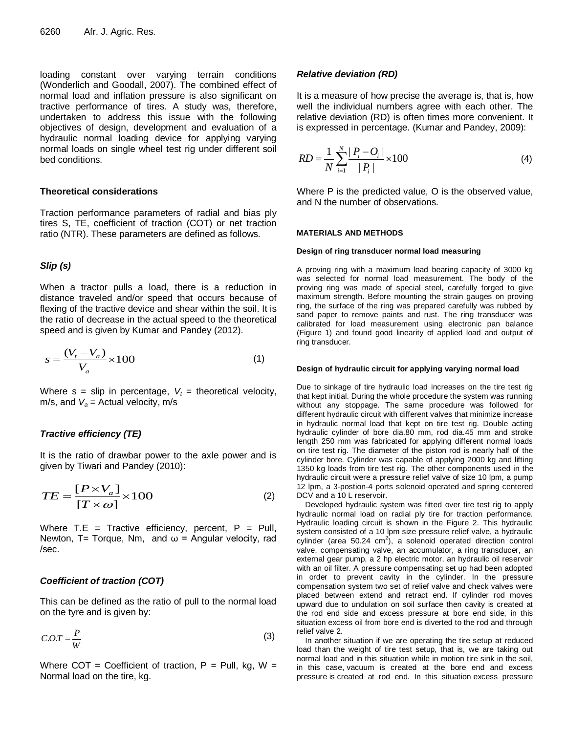loading constant over varying terrain conditions (Wonderlich and Goodall, 2007). The combined effect of normal load and inflation pressure is also significant on tractive performance of tires. A study was, therefore, undertaken to address this issue with the following objectives of design, development and evaluation of a hydraulic normal loading device for applying varying normal loads on single wheel test rig under different soil bed conditions.

## Theoretical considerations

Traction performance parameters of radial and bias ply tires S, TE, coefficient of traction (COT) or net traction ratio (NTR). These parameters are defined as follows.

### *Slip (s)*

When a tractor pulls a load, there is a reduction in distance traveled and/or speed that occurs because of flexing of the tractive device and shear within the soil. It is the ratio of decrease in the actual speed to the theoretical speed and is given by Kumar and Pandey (2012).

$$s = \frac{(V_t - V_a)}{V_a} \times 100 \tag{1}$$

Where s = slip in percentage, $V_t$ = theoretical velocity, m/s, and $V_a$ = Actual velocity, m/s

### *Tractive efficiency (TE)*

It is the ratio of drawbar power to the axle power and is given by Tiwari and Pandey (2010):

$$TE = \frac{[P \times V_a]}{[T \times \omega]} \times 100 \tag{2}$$

Where T.E = Tractive efficiency, percent, P = Pull, Newton, T= Torque, Nm, and ω = Angular velocity, rad /sec.

### *Coefficient of traction (COT)*

This can be defined as the ratio of pull to the normal load on the tyre and is given by:

$$C.O.T = \frac{P}{W} \tag{3}$$

Where COT = Coefficient of traction, P = Pull, kg, W = Normal load on the tire, kg.

### *Relative deviation (RD)*

It is a measure of how precise the average is, that is, how well the individual numbers agree with each other. The relative deviation (RD) is often times more convenient. It is expressed in percentage. (Kumar and Pandey, 2009):

$$RD = \frac{1}{N}\sum_{i=1}^{N}\frac{|P_i - O_i|}{|P_i|} \times 100 \tag{4}$$

Where P is the predicted value, O is the observed value, and N the number of observations.

## MATERIALS AND METHODS

### Design of ring transducer normal load measuring

A proving ring with a maximum load bearing capacity of 3000 kg was selected for normal load measurement. The body of the proving ring was made of special steel, carefully forged to give maximum strength. Before mounting the strain gauges on proving ring, the surface of the ring was prepared carefully was rubbed by sand paper to remove paints and rust. The ring transducer was calibrated for load measurement using electronic pan balance (Figure 1) and found good linearity of applied load and output of ring transducer.

### Design of hydraulic circuit for applying varying normal load

Due to sinkage of tire hydraulic load increases on the tire test rig that kept initial. During the whole procedure the system was running without any stoppage. The same procedure was followed for different hydraulic circuit with different valves that minimize increase in hydraulic normal load that kept on tire test rig. Double acting hydraulic cylinder of bore dia.80 mm, rod dia.45 mm and stroke length 250 mm was fabricated for applying different normal loads on tire test rig. The diameter of the piston rod is nearly half of the cylinder bore. Cylinder was capable of applying 2000 kg and lifting 1350 kg loads from tire test rig. The other components used in the hydraulic circuit were a pressure relief valve of size 10 lpm, a pump 12 lpm, a 3-postion-4 ports solenoid operated and spring centered DCV and a 10 L reservoir.

Developed hydraulic system was fitted over tire test rig to apply hydraulic normal load on radial ply tire for traction performance. Hydraulic loading circuit is shown in the Figure 2. This hydraulic system consisted of a 10 lpm size pressure relief valve, a hydraulic cylinder (area 50.24 $cm^2$), a solenoid operated direction control valve, compensating valve, an accumulator, a ring transducer, an external gear pump, a 2 hp electric motor, an hydraulic oil reservoir with an oil filter. A pressure compensating set up had been adopted in order to prevent cavity in the cylinder. In the pressure compensation system two set of relief valve and check valves were placed between extend and retract end. If cylinder rod moves upward due to undulation on soil surface then cavity is created at the rod end side and excess pressure at bore end side, in this situation excess oil from bore end is diverted to the rod and through relief valve 2.

In another situation if we are operating the tire setup at reduced load than the weight of tire test setup, that is, we are taking out normal load and in this situation while in motion tire sink in the soil, in this case, vacuum is created at the bore end and excess pressure is created at rod end. In this situation excess pressure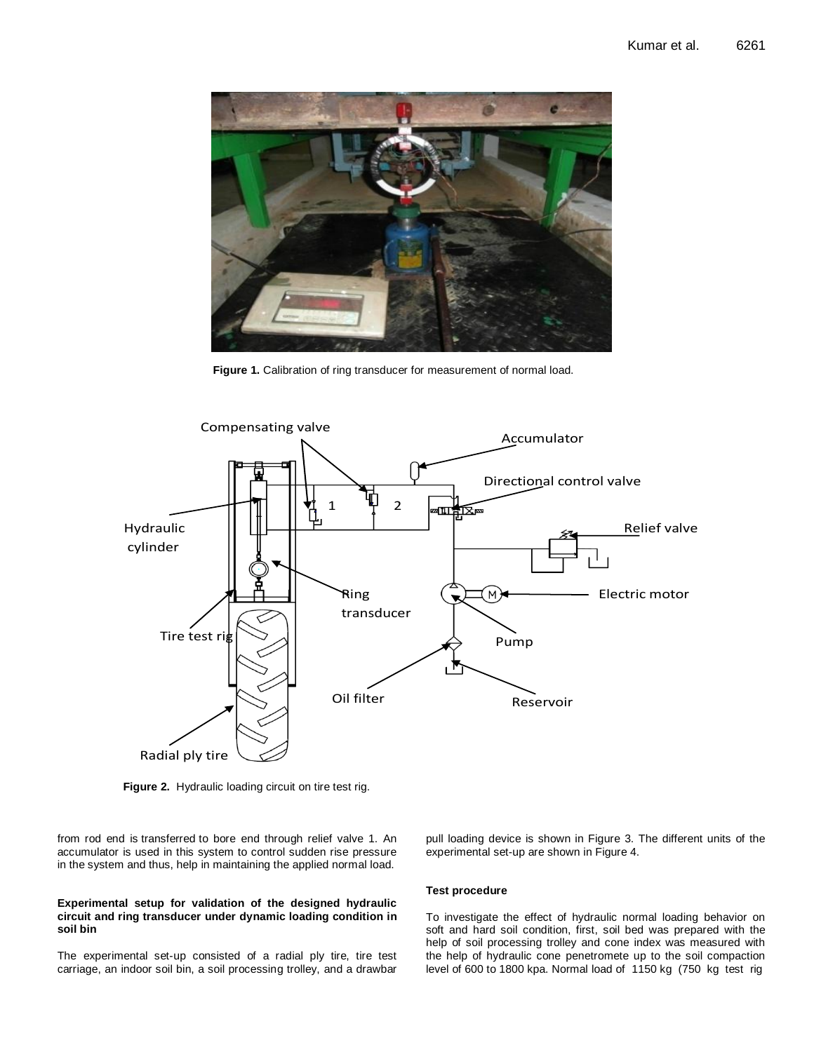Figure 1. Calibration of ring transducer for measurement of normal load.

Figure 2. Hydraulic loading circuit on tire test rig.

from rod end is transferred to bore end through relief valve 1. An accumulator is used in this system to control sudden rise pressure in the system and thus, help in maintaining the applied normal load.

#### Experimental setup for validation of the designed hydraulic circuit and ring transducer under dynamic loading condition in soil bin

The experimental set-up consisted of a radial ply tire, tire test carriage, an indoor soil bin, a soil processing trolley, and a drawbar pull loading device is shown in Figure 3. The different units of the experimental set-up are shown in Figure 4.

#### Test procedure

To investigate the effect of hydraulic normal loading behavior on soft and hard soil condition, first, soil bed was prepared with the help of soil processing trolley and cone index was measured with the help of hydraulic cone penetromete up to the soil compaction level of 600 to 1800 kpa. Normal load of 1150 kg (750 kg test rig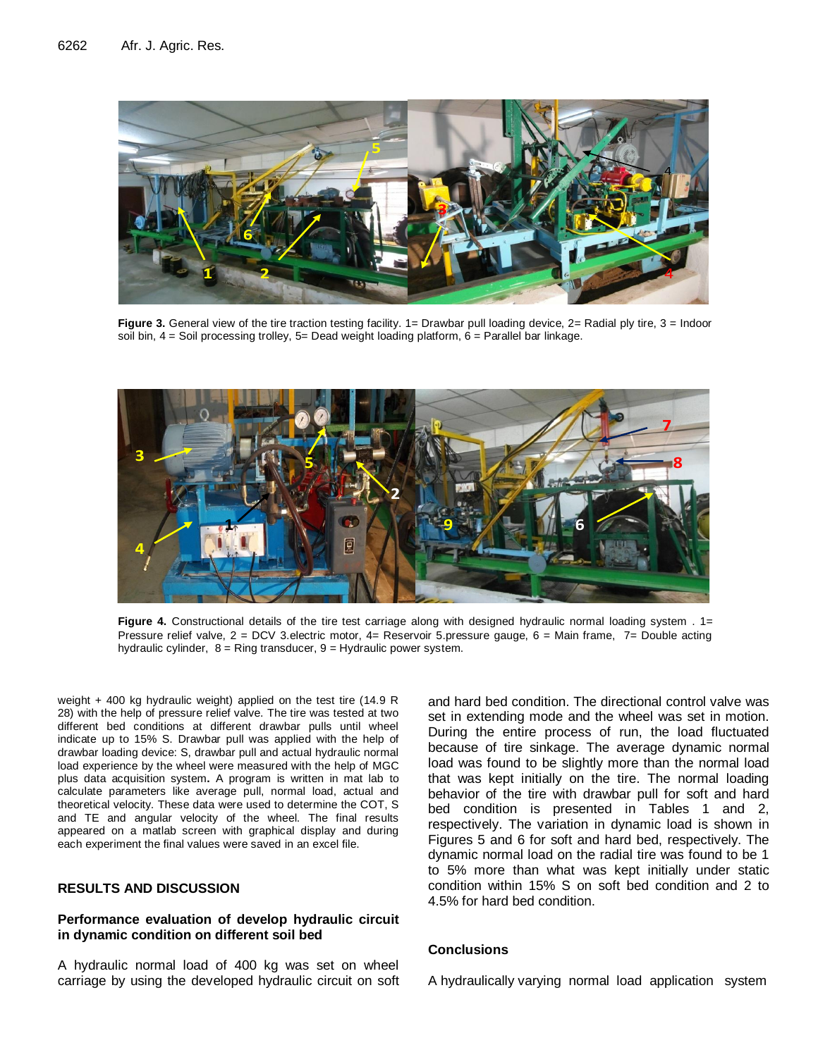Figure 3. General view of the tire traction testing facility. 1= Drawbar pull loading device, 2= Radial ply tire, 3 = Indoor soil bin, 4 = Soil processing trolley, 5= Dead weight loading platform, 6 = Parallel bar linkage.

Figure 4. Constructional details of the tire test carriage along with designed hydraulic normal loading system . 1= Pressure relief valve, 2 = DCV 3.electric motor, 4= Reservoir 5.pressure gauge, 6 = Main frame, 7= Double acting hydraulic cylinder, 8 = Ring transducer, 9 = Hydraulic power system.

weight + 400 kg hydraulic weight) applied on the test tire (14.9 R 28) with the help of pressure relief valve. The tire was tested at two different bed conditions at different drawbar pulls until wheel indicate up to 15% S. Drawbar pull was applied with the help of drawbar loading device: S, drawbar pull and actual hydraulic normal load experience by the wheel were measured with the help of MGC plus data acquisition system**.** A program is written in mat lab to calculate parameters like average pull, normal load, actual and theoretical velocity. These data were used to determine the COT, S and TE and angular velocity of the wheel. The final results appeared on a matlab screen with graphical display and during each experiment the final values were saved in an excel file.

## RESULTS AND DISCUSSION

### Performance evaluation of develop hydraulic circuit in dynamic condition on different soil bed

A hydraulic normal load of 400 kg was set on wheel carriage by using the developed hydraulic circuit on soft and hard bed condition. The directional control valve was set in extending mode and the wheel was set in motion. During the entire process of run, the load fluctuated because of tire sinkage. The average dynamic normal load was found to be slightly more than the normal load that was kept initially on the tire. The normal loading behavior of the tire with drawbar pull for soft and hard bed condition is presented in Tables 1 and 2, respectively. The variation in dynamic load is shown in Figures 5 and 6 for soft and hard bed, respectively. The dynamic normal load on the radial tire was found to be 1 to 5% more than what was kept initially under static condition within 15% S on soft bed condition and 2 to 4.5% for hard bed condition.

## Conclusions

A hydraulically varying normal load application system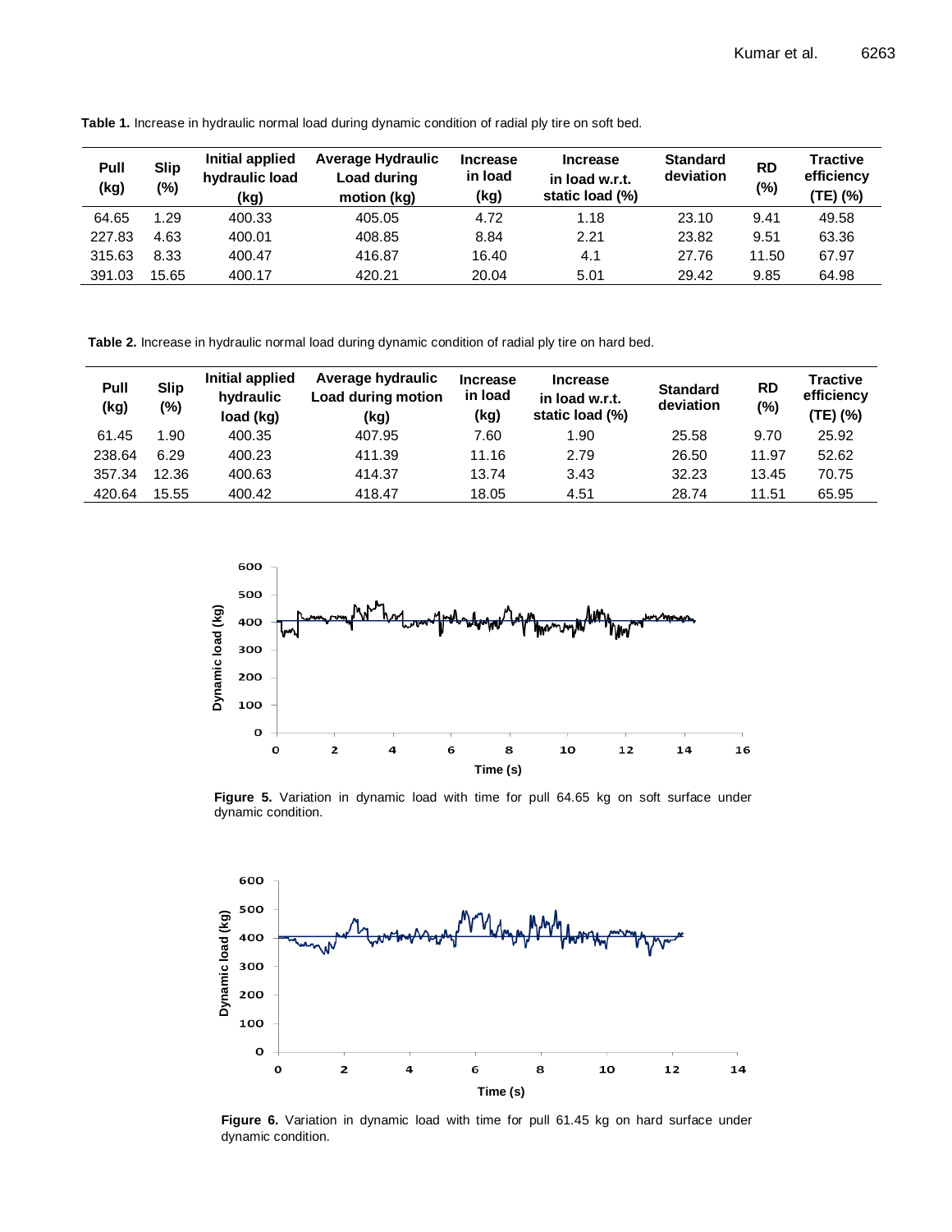**Table 1.** Increase in hydraulic normal load during dynamic condition of radial ply tire on soft bed.

| Pull (kg) | Slip (%) | Initial applied hydraulic load (kg) | Average Hydraulic Load during motion (kg) | Increase in load (kg) | Increase in load w.r.t. static load (%) | Standard deviation | RD (%) | Tractive efficiency (TE) (%) |
|---|---|---|---|---|---|---|---|---|
| 64.65 | 1.29 | 400.33 | 405.05 | 4.72 | 1.18 | 23.10 | 9.41 | 49.58 |
| 227.83 | 4.63 | 400.01 | 408.85 | 8.84 | 2.21 | 23.82 | 9.51 | 63.36 |
| 315.63 | 8.33 | 400.47 | 416.87 | 16.40 | 4.1 | 27.76 | 11.50 | 67.97 |
| 391.03 | 15.65 | 400.17 | 420.21 | 20.04 | 5.01 | 29.42 | 9.85 | 64.98 |

**Table 2.** Increase in hydraulic normal load during dynamic condition of radial ply tire on hard bed.

| Pull (kg) | Slip (%) | Initial applied hydraulic load (kg) | Average hydraulic Load during motion (kg) | Increase in load (kg) | Increase in load w.r.t. static load (%) | Standard deviation | RD (%) | Tractive efficiency (TE) (%) |
|---|---|---|---|---|---|---|---|---|
| 61.45 | 1.90 | 400.35 | 407.95 | 7.60 | 1.90 | 25.58 | 9.70 | 25.92 |
| 238.64 | 6.29 | 400.23 | 411.39 | 11.16 | 2.79 | 26.50 | 11.97 | 52.62 |
| 357.34 | 12.36 | 400.63 | 414.37 | 13.74 | 3.43 | 32.23 | 13.45 | 70.75 |
| 420.64 | 15.55 | 400.42 | 418.47 | 18.05 | 4.51 | 28.74 | 11.51 | 65.95 |

**Figure 5.** Variation in dynamic load with time for pull 64.65 kg on soft surface under dynamic condition.

**Figure 6.** Variation in dynamic load with time for pull 61.45 kg on hard surface under dynamic condition.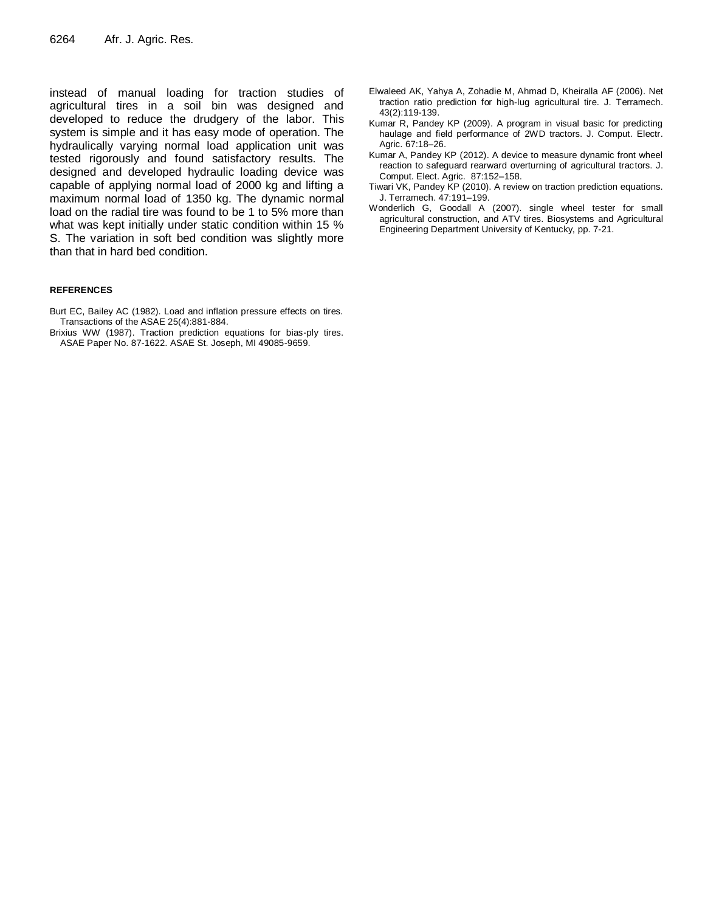instead of manual loading for traction studies of agricultural tires in a soil bin was designed and developed to reduce the drudgery of the labor. This system is simple and it has easy mode of operation. The hydraulically varying normal load application unit was tested rigorously and found satisfactory results. The designed and developed hydraulic loading device was capable of applying normal load of 2000 kg and lifting a maximum normal load of 1350 kg. The dynamic normal load on the radial tire was found to be 1 to 5% more than what was kept initially under static condition within 15 % S. The variation in soft bed condition was slightly more than that in hard bed condition.

## REFERENCES

Burt EC, Bailey AC (1982). Load and inflation pressure effects on tires. Transactions of the ASAE 25(4):881-884.

Brixius WW (1987). Traction prediction equations for bias-ply tires. ASAE Paper No. 87-1622. ASAE St. Joseph, MI 49085-9659.

Elwaleed AK, Yahya A, Zohadie M, Ahmad D, Kheiralla AF (2006). Net traction ratio prediction for high-lug agricultural tire. J. Terramech. 43(2):119-139.

Kumar R, Pandey KP (2009). A program in visual basic for predicting haulage and field performance of 2WD tractors. J. Comput. Electr. Agric. 67:18–26.

Kumar A, Pandey KP (2012). A device to measure dynamic front wheel reaction to safeguard rearward overturning of agricultural tractors. J. Comput. Elect. Agric. 87:152–158.

Tiwari VK, Pandey KP (2010). A review on traction prediction equations. J. Terramech. 47:191–199.

Wonderlich G, Goodall A (2007). single wheel tester for small agricultural construction, and ATV tires. Biosystems and Agricultural Engineering Department University of Kentucky, pp. 7-21.